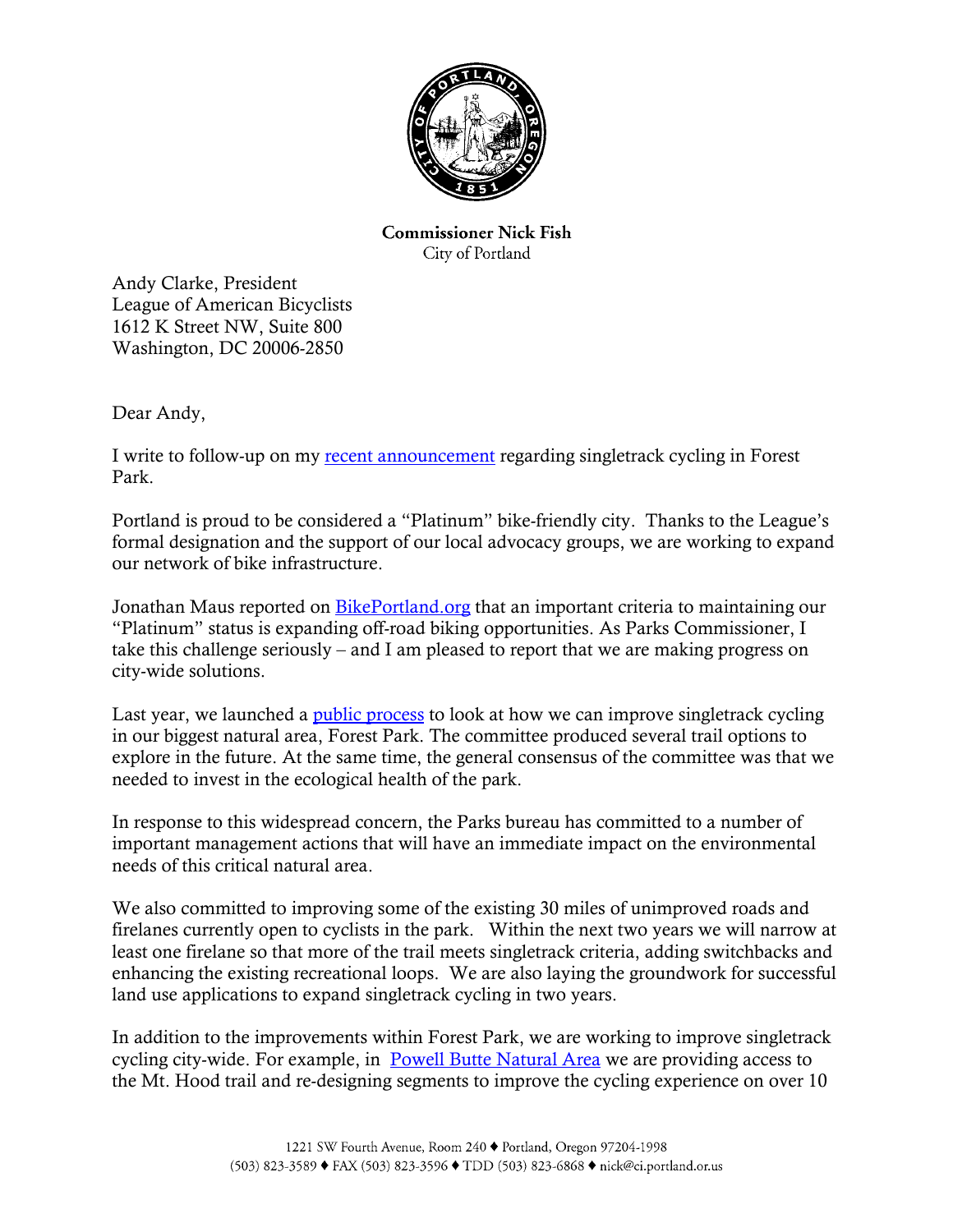**Commissioner Nick Fish**
City of Portland

Andy Clarke, President
League of American Bicyclists
1612 K Street NW, Suite 800
Washington, DC 20006-2850

Dear Andy,

I write to follow-up on my recent announcement regarding singletrack cycling in Forest Park.

Portland is proud to be considered a "Platinum" bike-friendly city. Thanks to the League's formal designation and the support of our local advocacy groups, we are working to expand our network of bike infrastructure.

Jonathan Maus reported on BikePortland.org that an important criteria to maintaining our "Platinum" status is expanding off-road biking opportunities. As Parks Commissioner, I take this challenge seriously – and I am pleased to report that we are making progress on city-wide solutions.

Last year, we launched a public process to look at how we can improve singletrack cycling in our biggest natural area, Forest Park. The committee produced several trail options to explore in the future. At the same time, the general consensus of the committee was that we needed to invest in the ecological health of the park.

In response to this widespread concern, the Parks bureau has committed to a number of important management actions that will have an immediate impact on the environmental needs of this critical natural area.

We also committed to improving some of the existing 30 miles of unimproved roads and firelanes currently open to cyclists in the park. Within the next two years we will narrow at least one firelane so that more of the trail meets singletrack criteria, adding switchbacks and enhancing the existing recreational loops. We are also laying the groundwork for successful land use applications to expand singletrack cycling in two years.

In addition to the improvements within Forest Park, we are working to improve singletrack cycling city-wide. For example, in Powell Butte Natural Area we are providing access to the Mt. Hood trail and re-designing segments to improve the cycling experience on over 10

1221 SW Fourth Avenue, Room 240 ♦ Portland, Oregon 97204-1998
(503) 823-3589 ♦ FAX (503) 823-3596 ♦ TDD (503) 823-6868 ♦ nick@ci.portland.or.us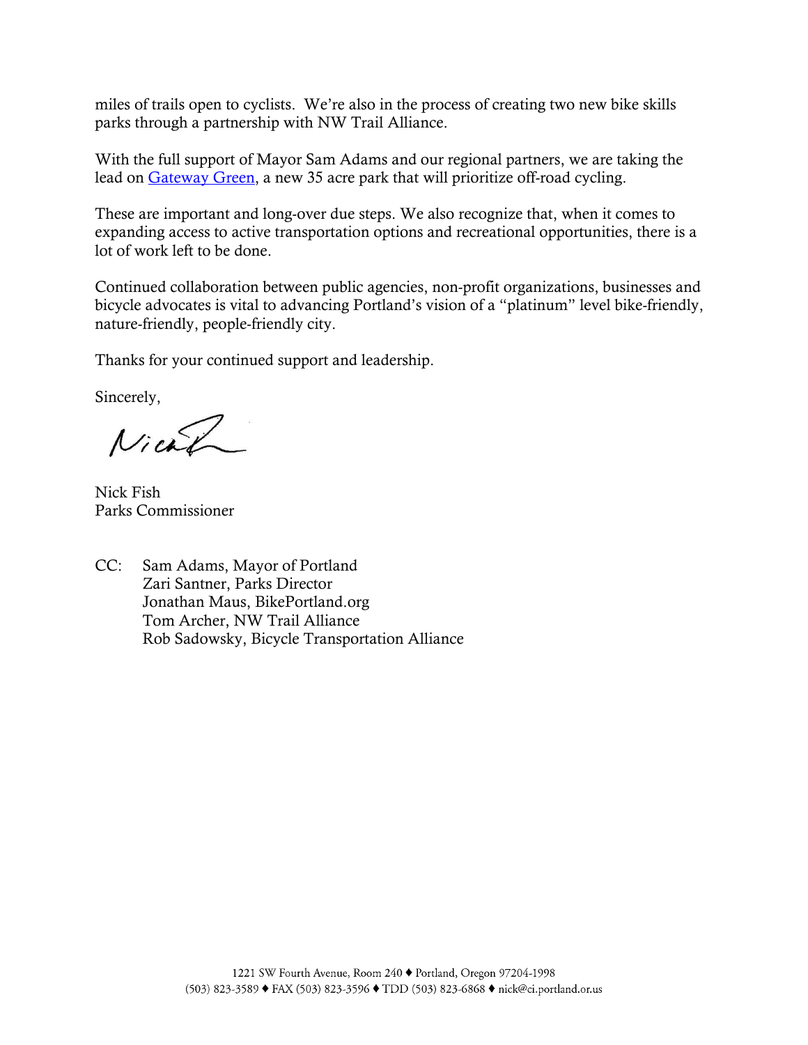miles of trails open to cyclists. We're also in the process of creating two new bike skills parks through a partnership with NW Trail Alliance.

With the full support of Mayor Sam Adams and our regional partners, we are taking the lead on Gateway Green, a new 35 acre park that will prioritize off-road cycling.

These are important and long-over due steps. We also recognize that, when it comes to expanding access to active transportation options and recreational opportunities, there is a lot of work left to be done.

Continued collaboration between public agencies, non-profit organizations, businesses and bicycle advocates is vital to advancing Portland's vision of a "platinum" level bike-friendly, nature-friendly, people-friendly city.

Thanks for your continued support and leadership.

Sincerely,

Nick

Nick Fish
Parks Commissioner

CC: Sam Adams, Mayor of Portland
Zari Santner, Parks Director
Jonathan Maus, BikePortland.org
Tom Archer, NW Trail Alliance
Rob Sadowsky, Bicycle Transportation Alliance

1221 SW Fourth Avenue, Room 240 ♦ Portland, Oregon 97204-1998
(503) 823-3589 ♦ FAX (503) 823-3596 ♦ TDD (503) 823-6868 ♦ nick@ci.portland.or.us